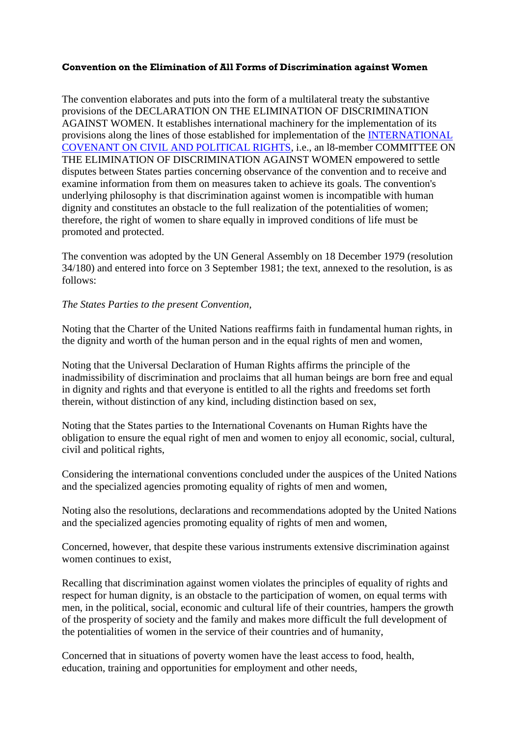**Convention on the Elimination of All Forms of Discrimination against Women**

The convention elaborates and puts into the form of a multilateral treaty the substantive provisions of the DECLARATION ON THE ELIMINATION OF DISCRIMINATION AGAINST WOMEN. It establishes international machinery for the implementation of its provisions along the lines of those established for implementation of the INTERNATIONAL COVENANT ON CIVIL AND POLITICAL RIGHTS, i.e., an l8-member COMMITTEE ON THE ELIMINATION OF DISCRIMINATION AGAINST WOMEN empowered to settle disputes between States parties concerning observance of the convention and to receive and examine information from them on measures taken to achieve its goals. The convention's underlying philosophy is that discrimination against women is incompatible with human dignity and constitutes an obstacle to the full realization of the potentialities of women; therefore, the right of women to share equally in improved conditions of life must be promoted and protected.

The convention was adopted by the UN General Assembly on 18 December 1979 (resolution 34/180) and entered into force on 3 September 1981; the text, annexed to the resolution, is as follows:

*The States Parties to the present Convention,*

Noting that the Charter of the United Nations reaffirms faith in fundamental human rights, in the dignity and worth of the human person and in the equal rights of men and women,

Noting that the Universal Declaration of Human Rights affirms the principle of the inadmissibility of discrimination and proclaims that all human beings are born free and equal in dignity and rights and that everyone is entitled to all the rights and freedoms set forth therein, without distinction of any kind, including distinction based on sex,

Noting that the States parties to the International Covenants on Human Rights have the obligation to ensure the equal right of men and women to enjoy all economic, social, cultural, civil and political rights,

Considering the international conventions concluded under the auspices of the United Nations and the specialized agencies promoting equality of rights of men and women,

Noting also the resolutions, declarations and recommendations adopted by the United Nations and the specialized agencies promoting equality of rights of men and women,

Concerned, however, that despite these various instruments extensive discrimination against women continues to exist,

Recalling that discrimination against women violates the principles of equality of rights and respect for human dignity, is an obstacle to the participation of women, on equal terms with men, in the political, social, economic and cultural life of their countries, hampers the growth of the prosperity of society and the family and makes more difficult the full development of the potentialities of women in the service of their countries and of humanity,

Concerned that in situations of poverty women have the least access to food, health, education, training and opportunities for employment and other needs,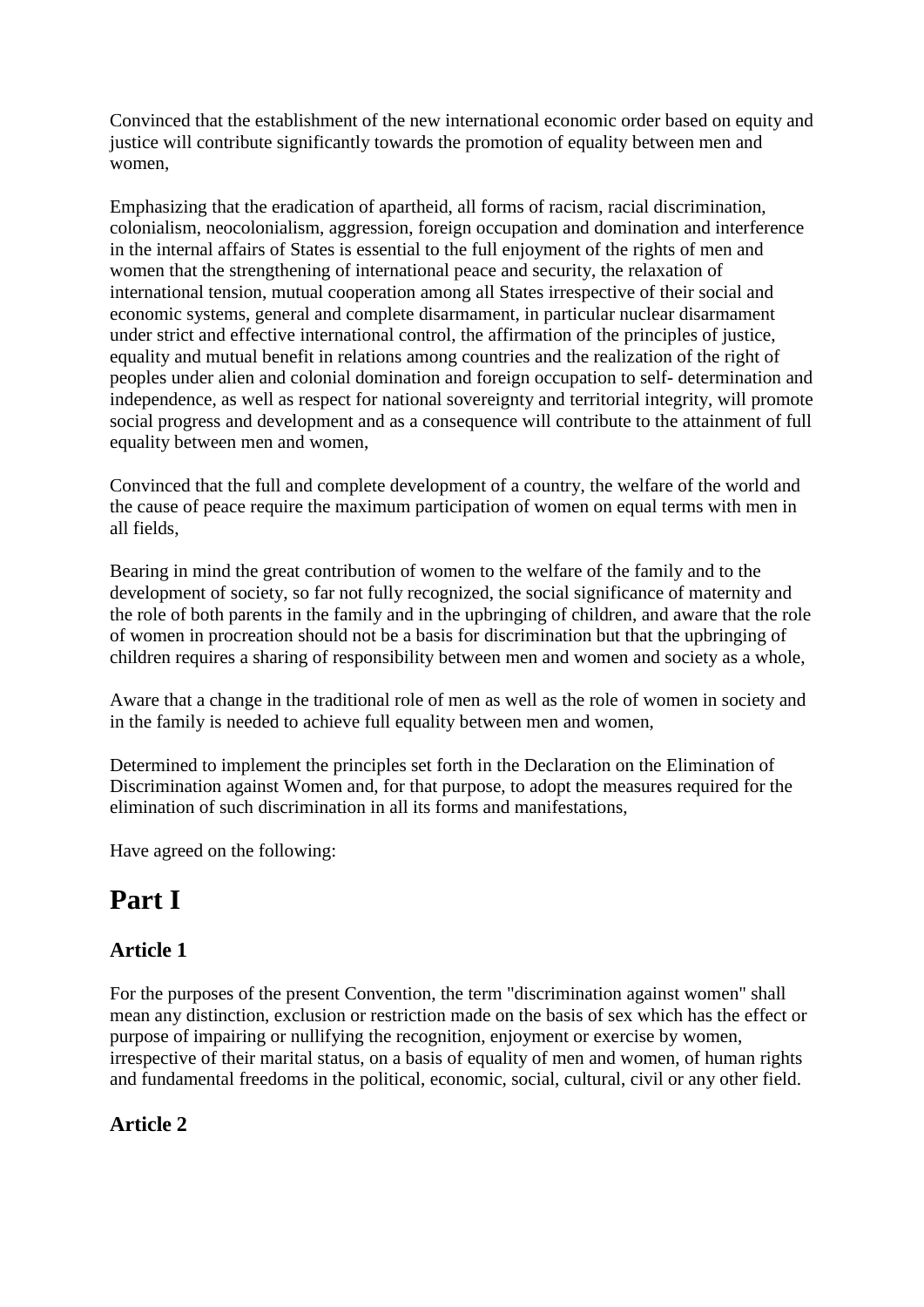Convinced that the establishment of the new international economic order based on equity and justice will contribute significantly towards the promotion of equality between men and women,

Emphasizing that the eradication of apartheid, all forms of racism, racial discrimination, colonialism, neocolonialism, aggression, foreign occupation and domination and interference in the internal affairs of States is essential to the full enjoyment of the rights of men and women that the strengthening of international peace and security, the relaxation of international tension, mutual cooperation among all States irrespective of their social and economic systems, general and complete disarmament, in particular nuclear disarmament under strict and effective international control, the affirmation of the principles of justice, equality and mutual benefit in relations among countries and the realization of the right of peoples under alien and colonial domination and foreign occupation to self- determination and independence, as well as respect for national sovereignty and territorial integrity, will promote social progress and development and as a consequence will contribute to the attainment of full equality between men and women,

Convinced that the full and complete development of a country, the welfare of the world and the cause of peace require the maximum participation of women on equal terms with men in all fields,

Bearing in mind the great contribution of women to the welfare of the family and to the development of society, so far not fully recognized, the social significance of maternity and the role of both parents in the family and in the upbringing of children, and aware that the role of women in procreation should not be a basis for discrimination but that the upbringing of children requires a sharing of responsibility between men and women and society as a whole,

Aware that a change in the traditional role of men as well as the role of women in society and in the family is needed to achieve full equality between men and women,

Determined to implement the principles set forth in the Declaration on the Elimination of Discrimination against Women and, for that purpose, to adopt the measures required for the elimination of such discrimination in all its forms and manifestations,

Have agreed on the following:

# Part I

### Article 1

For the purposes of the present Convention, the term "discrimination against women" shall mean any distinction, exclusion or restriction made on the basis of sex which has the effect or purpose of impairing or nullifying the recognition, enjoyment or exercise by women, irrespective of their marital status, on a basis of equality of men and women, of human rights and fundamental freedoms in the political, economic, social, cultural, civil or any other field.

### Article 2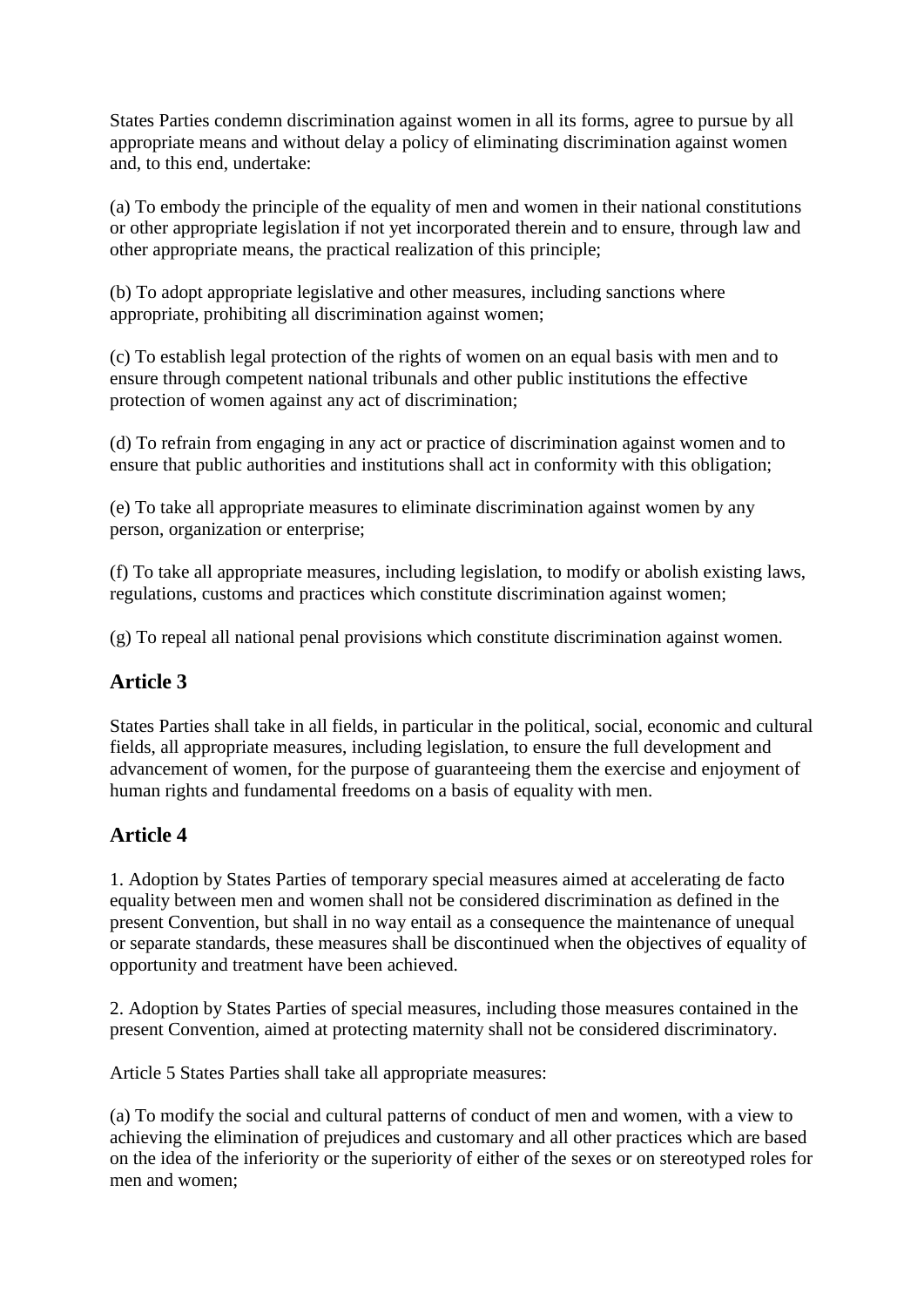States Parties condemn discrimination against women in all its forms, agree to pursue by all appropriate means and without delay a policy of eliminating discrimination against women and, to this end, undertake:

(a) To embody the principle of the equality of men and women in their national constitutions or other appropriate legislation if not yet incorporated therein and to ensure, through law and other appropriate means, the practical realization of this principle;

(b) To adopt appropriate legislative and other measures, including sanctions where appropriate, prohibiting all discrimination against women;

(c) To establish legal protection of the rights of women on an equal basis with men and to ensure through competent national tribunals and other public institutions the effective protection of women against any act of discrimination;

(d) To refrain from engaging in any act or practice of discrimination against women and to ensure that public authorities and institutions shall act in conformity with this obligation;

(e) To take all appropriate measures to eliminate discrimination against women by any person, organization or enterprise;

(f) To take all appropriate measures, including legislation, to modify or abolish existing laws, regulations, customs and practices which constitute discrimination against women;

(g) To repeal all national penal provisions which constitute discrimination against women.

## Article 3

States Parties shall take in all fields, in particular in the political, social, economic and cultural fields, all appropriate measures, including legislation, to ensure the full development and advancement of women, for the purpose of guaranteeing them the exercise and enjoyment of human rights and fundamental freedoms on a basis of equality with men.

## Article 4

1. Adoption by States Parties of temporary special measures aimed at accelerating de facto equality between men and women shall not be considered discrimination as defined in the present Convention, but shall in no way entail as a consequence the maintenance of unequal or separate standards, these measures shall be discontinued when the objectives of equality of opportunity and treatment have been achieved.

2. Adoption by States Parties of special measures, including those measures contained in the present Convention, aimed at protecting maternity shall not be considered discriminatory.

Article 5 States Parties shall take all appropriate measures:

(a) To modify the social and cultural patterns of conduct of men and women, with a view to achieving the elimination of prejudices and customary and all other practices which are based on the idea of the inferiority or the superiority of either of the sexes or on stereotyped roles for men and women;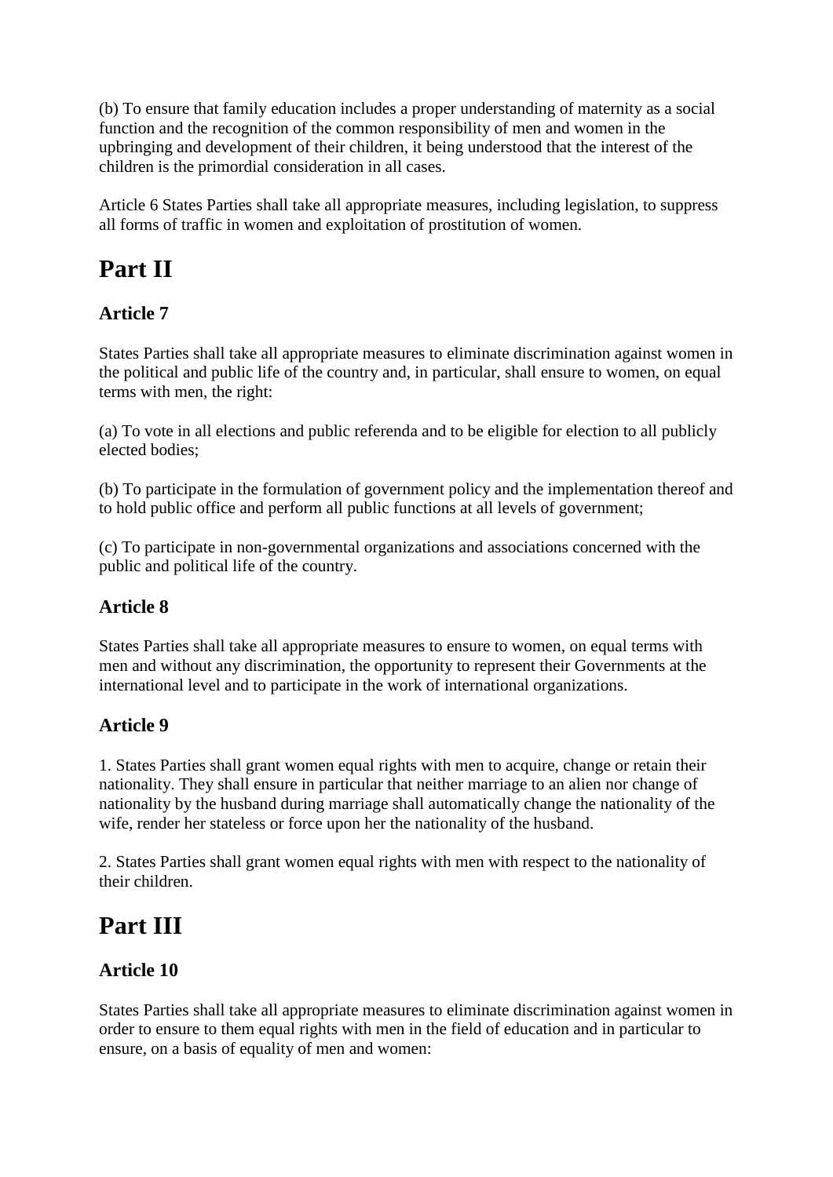(b) To ensure that family education includes a proper understanding of maternity as a social function and the recognition of the common responsibility of men and women in the upbringing and development of their children, it being understood that the interest of the children is the primordial consideration in all cases.

Article 6 States Parties shall take all appropriate measures, including legislation, to suppress all forms of traffic in women and exploitation of prostitution of women.

# Part II

### Article 7

States Parties shall take all appropriate measures to eliminate discrimination against women in the political and public life of the country and, in particular, shall ensure to women, on equal terms with men, the right:

(a) To vote in all elections and public referenda and to be eligible for election to all publicly elected bodies;

(b) To participate in the formulation of government policy and the implementation thereof and to hold public office and perform all public functions at all levels of government;

(c) To participate in non-governmental organizations and associations concerned with the public and political life of the country.

### Article 8

States Parties shall take all appropriate measures to ensure to women, on equal terms with men and without any discrimination, the opportunity to represent their Governments at the international level and to participate in the work of international organizations.

### Article 9

1. States Parties shall grant women equal rights with men to acquire, change or retain their nationality. They shall ensure in particular that neither marriage to an alien nor change of nationality by the husband during marriage shall automatically change the nationality of the wife, render her stateless or force upon her the nationality of the husband.

2. States Parties shall grant women equal rights with men with respect to the nationality of their children.

# Part III

### Article 10

States Parties shall take all appropriate measures to eliminate discrimination against women in order to ensure to them equal rights with men in the field of education and in particular to ensure, on a basis of equality of men and women: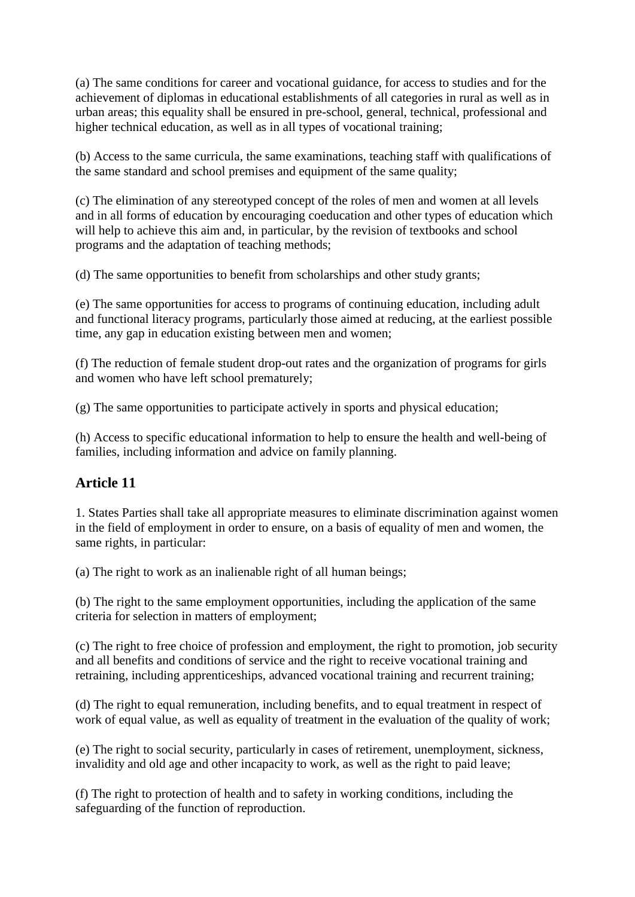(a) The same conditions for career and vocational guidance, for access to studies and for the achievement of diplomas in educational establishments of all categories in rural as well as in urban areas; this equality shall be ensured in pre-school, general, technical, professional and higher technical education, as well as in all types of vocational training;

(b) Access to the same curricula, the same examinations, teaching staff with qualifications of the same standard and school premises and equipment of the same quality;

(c) The elimination of any stereotyped concept of the roles of men and women at all levels and in all forms of education by encouraging coeducation and other types of education which will help to achieve this aim and, in particular, by the revision of textbooks and school programs and the adaptation of teaching methods;

(d) The same opportunities to benefit from scholarships and other study grants;

(e) The same opportunities for access to programs of continuing education, including adult and functional literacy programs, particularly those aimed at reducing, at the earliest possible time, any gap in education existing between men and women;

(f) The reduction of female student drop-out rates and the organization of programs for girls and women who have left school prematurely;

(g) The same opportunities to participate actively in sports and physical education;

(h) Access to specific educational information to help to ensure the health and well-being of families, including information and advice on family planning.

## Article 11

1. States Parties shall take all appropriate measures to eliminate discrimination against women in the field of employment in order to ensure, on a basis of equality of men and women, the same rights, in particular:

(a) The right to work as an inalienable right of all human beings;

(b) The right to the same employment opportunities, including the application of the same criteria for selection in matters of employment;

(c) The right to free choice of profession and employment, the right to promotion, job security and all benefits and conditions of service and the right to receive vocational training and retraining, including apprenticeships, advanced vocational training and recurrent training;

(d) The right to equal remuneration, including benefits, and to equal treatment in respect of work of equal value, as well as equality of treatment in the evaluation of the quality of work;

(e) The right to social security, particularly in cases of retirement, unemployment, sickness, invalidity and old age and other incapacity to work, as well as the right to paid leave;

(f) The right to protection of health and to safety in working conditions, including the safeguarding of the function of reproduction.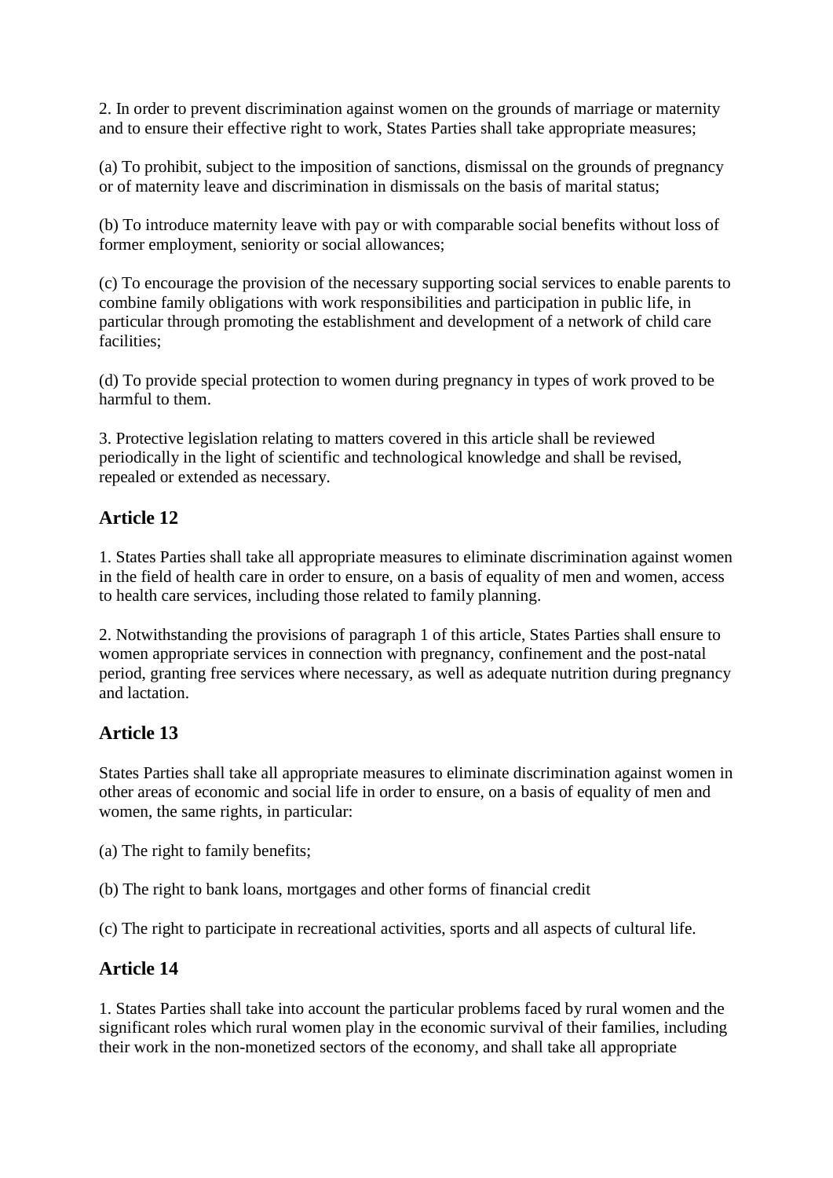2. In order to prevent discrimination against women on the grounds of marriage or maternity and to ensure their effective right to work, States Parties shall take appropriate measures;

(a) To prohibit, subject to the imposition of sanctions, dismissal on the grounds of pregnancy or of maternity leave and discrimination in dismissals on the basis of marital status;

(b) To introduce maternity leave with pay or with comparable social benefits without loss of former employment, seniority or social allowances;

(c) To encourage the provision of the necessary supporting social services to enable parents to combine family obligations with work responsibilities and participation in public life, in particular through promoting the establishment and development of a network of child care facilities;

(d) To provide special protection to women during pregnancy in types of work proved to be harmful to them.

3. Protective legislation relating to matters covered in this article shall be reviewed periodically in the light of scientific and technological knowledge and shall be revised, repealed or extended as necessary.

## Article 12

1. States Parties shall take all appropriate measures to eliminate discrimination against women in the field of health care in order to ensure, on a basis of equality of men and women, access to health care services, including those related to family planning.

2. Notwithstanding the provisions of paragraph 1 of this article, States Parties shall ensure to women appropriate services in connection with pregnancy, confinement and the post-natal period, granting free services where necessary, as well as adequate nutrition during pregnancy and lactation.

## Article 13

States Parties shall take all appropriate measures to eliminate discrimination against women in other areas of economic and social life in order to ensure, on a basis of equality of men and women, the same rights, in particular:

(a) The right to family benefits;

(b) The right to bank loans, mortgages and other forms of financial credit

(c) The right to participate in recreational activities, sports and all aspects of cultural life.

## Article 14

1. States Parties shall take into account the particular problems faced by rural women and the significant roles which rural women play in the economic survival of their families, including their work in the non-monetized sectors of the economy, and shall take all appropriate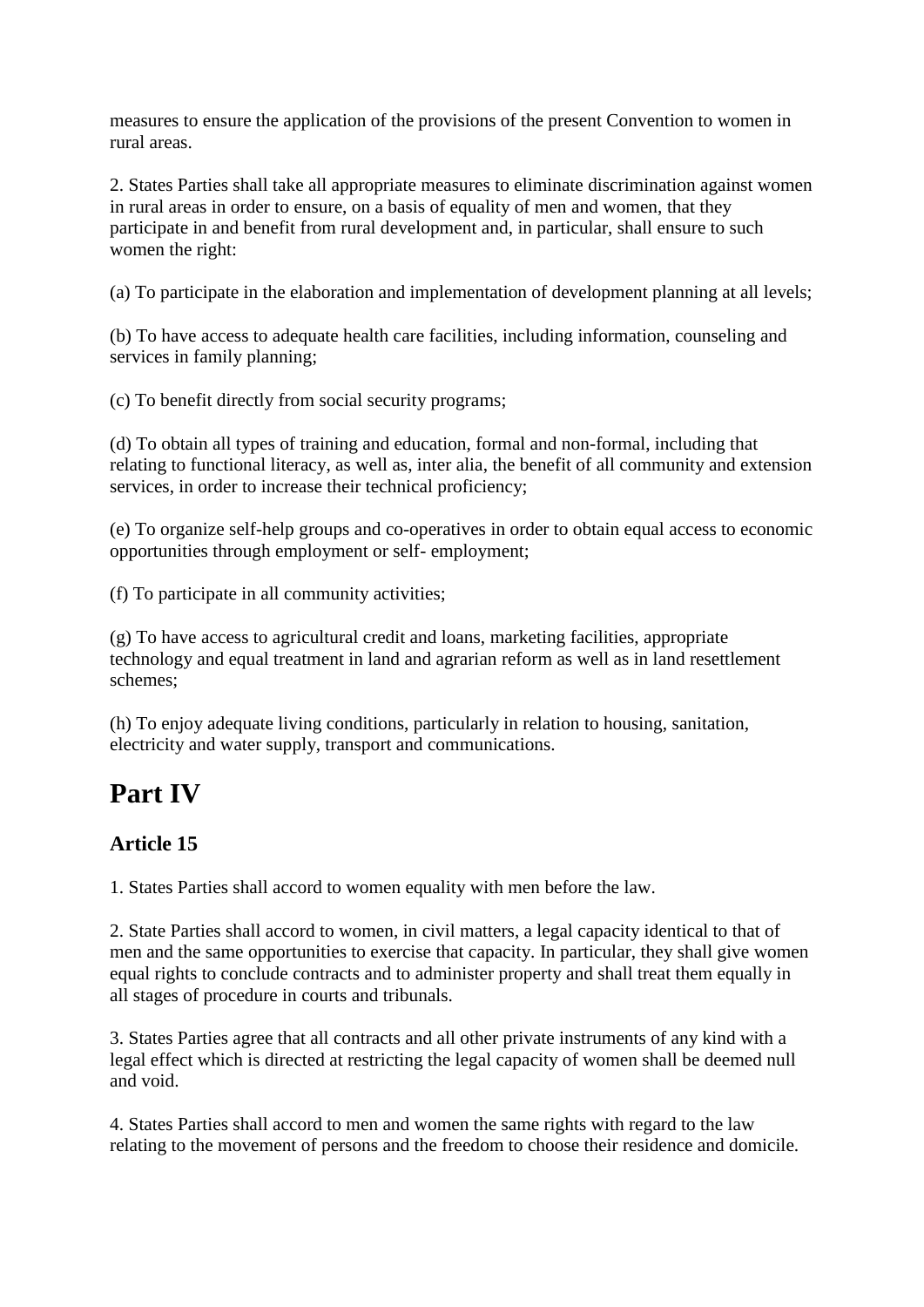measures to ensure the application of the provisions of the present Convention to women in rural areas.

2. States Parties shall take all appropriate measures to eliminate discrimination against women in rural areas in order to ensure, on a basis of equality of men and women, that they participate in and benefit from rural development and, in particular, shall ensure to such women the right:

(a) To participate in the elaboration and implementation of development planning at all levels;

(b) To have access to adequate health care facilities, including information, counseling and services in family planning;

(c) To benefit directly from social security programs;

(d) To obtain all types of training and education, formal and non-formal, including that relating to functional literacy, as well as, inter alia, the benefit of all community and extension services, in order to increase their technical proficiency;

(e) To organize self-help groups and co-operatives in order to obtain equal access to economic opportunities through employment or self- employment;

(f) To participate in all community activities;

(g) To have access to agricultural credit and loans, marketing facilities, appropriate technology and equal treatment in land and agrarian reform as well as in land resettlement schemes;

(h) To enjoy adequate living conditions, particularly in relation to housing, sanitation, electricity and water supply, transport and communications.

# Part IV

## Article 15

1. States Parties shall accord to women equality with men before the law.

2. State Parties shall accord to women, in civil matters, a legal capacity identical to that of men and the same opportunities to exercise that capacity. In particular, they shall give women equal rights to conclude contracts and to administer property and shall treat them equally in all stages of procedure in courts and tribunals.

3. States Parties agree that all contracts and all other private instruments of any kind with a legal effect which is directed at restricting the legal capacity of women shall be deemed null and void.

4. States Parties shall accord to men and women the same rights with regard to the law relating to the movement of persons and the freedom to choose their residence and domicile.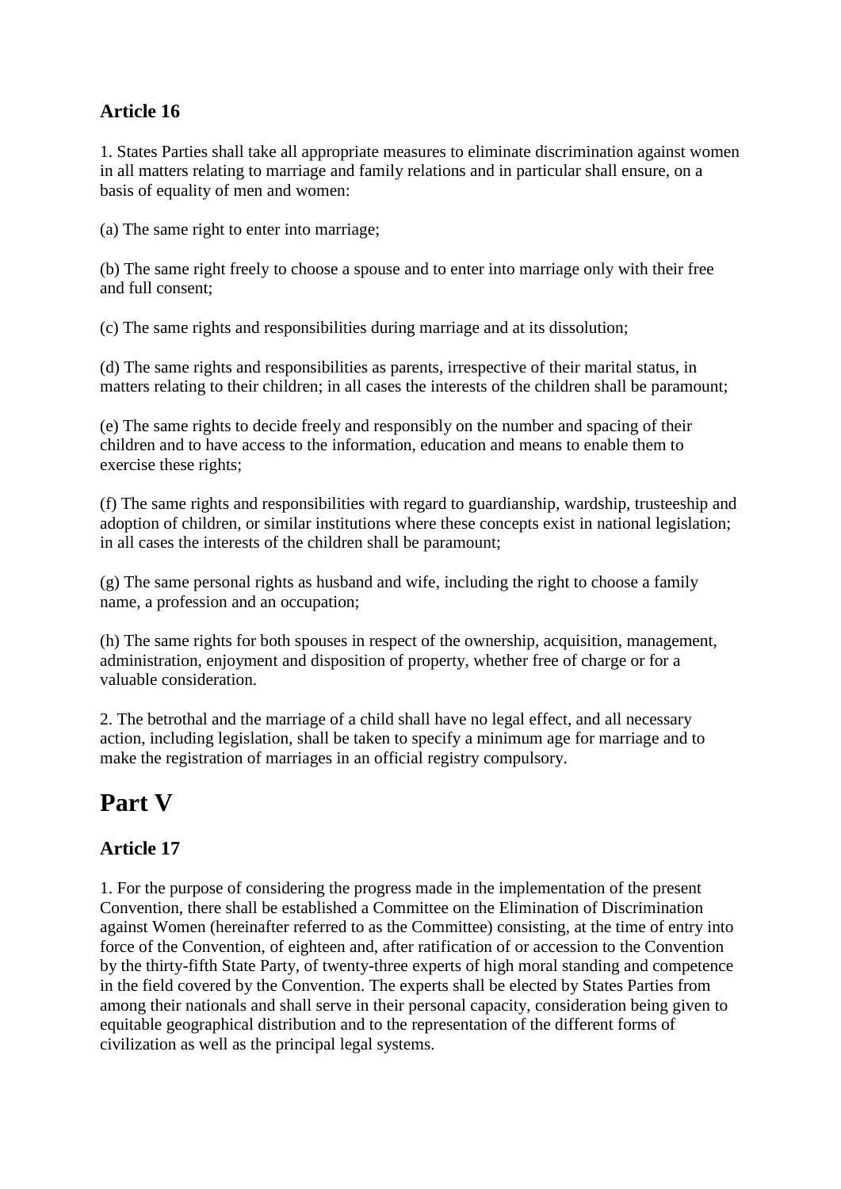### Article 16

1. States Parties shall take all appropriate measures to eliminate discrimination against women in all matters relating to marriage and family relations and in particular shall ensure, on a basis of equality of men and women:

(a) The same right to enter into marriage;

(b) The same right freely to choose a spouse and to enter into marriage only with their free and full consent;

(c) The same rights and responsibilities during marriage and at its dissolution;

(d) The same rights and responsibilities as parents, irrespective of their marital status, in matters relating to their children; in all cases the interests of the children shall be paramount;

(e) The same rights to decide freely and responsibly on the number and spacing of their children and to have access to the information, education and means to enable them to exercise these rights;

(f) The same rights and responsibilities with regard to guardianship, wardship, trusteeship and adoption of children, or similar institutions where these concepts exist in national legislation; in all cases the interests of the children shall be paramount;

(g) The same personal rights as husband and wife, including the right to choose a family name, a profession and an occupation;

(h) The same rights for both spouses in respect of the ownership, acquisition, management, administration, enjoyment and disposition of property, whether free of charge or for a valuable consideration.

2. The betrothal and the marriage of a child shall have no legal effect, and all necessary action, including legislation, shall be taken to specify a minimum age for marriage and to make the registration of marriages in an official registry compulsory.

## Part V

### Article 17

1. For the purpose of considering the progress made in the implementation of the present Convention, there shall be established a Committee on the Elimination of Discrimination against Women (hereinafter referred to as the Committee) consisting, at the time of entry into force of the Convention, of eighteen and, after ratification of or accession to the Convention by the thirty-fifth State Party, of twenty-three experts of high moral standing and competence in the field covered by the Convention. The experts shall be elected by States Parties from among their nationals and shall serve in their personal capacity, consideration being given to equitable geographical distribution and to the representation of the different forms of civilization as well as the principal legal systems.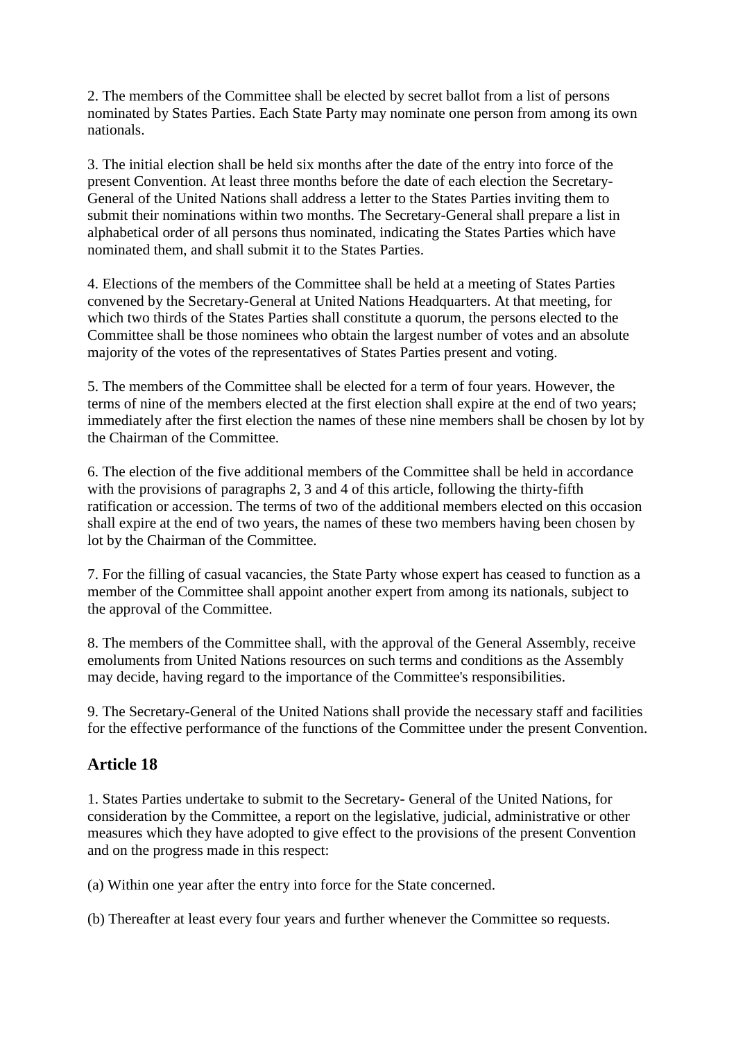2. The members of the Committee shall be elected by secret ballot from a list of persons nominated by States Parties. Each State Party may nominate one person from among its own nationals.

3. The initial election shall be held six months after the date of the entry into force of the present Convention. At least three months before the date of each election the Secretary-General of the United Nations shall address a letter to the States Parties inviting them to submit their nominations within two months. The Secretary-General shall prepare a list in alphabetical order of all persons thus nominated, indicating the States Parties which have nominated them, and shall submit it to the States Parties.

4. Elections of the members of the Committee shall be held at a meeting of States Parties convened by the Secretary-General at United Nations Headquarters. At that meeting, for which two thirds of the States Parties shall constitute a quorum, the persons elected to the Committee shall be those nominees who obtain the largest number of votes and an absolute majority of the votes of the representatives of States Parties present and voting.

5. The members of the Committee shall be elected for a term of four years. However, the terms of nine of the members elected at the first election shall expire at the end of two years; immediately after the first election the names of these nine members shall be chosen by lot by the Chairman of the Committee.

6. The election of the five additional members of the Committee shall be held in accordance with the provisions of paragraphs 2, 3 and 4 of this article, following the thirty-fifth ratification or accession. The terms of two of the additional members elected on this occasion shall expire at the end of two years, the names of these two members having been chosen by lot by the Chairman of the Committee.

7. For the filling of casual vacancies, the State Party whose expert has ceased to function as a member of the Committee shall appoint another expert from among its nationals, subject to the approval of the Committee.

8. The members of the Committee shall, with the approval of the General Assembly, receive emoluments from United Nations resources on such terms and conditions as the Assembly may decide, having regard to the importance of the Committee's responsibilities.

9. The Secretary-General of the United Nations shall provide the necessary staff and facilities for the effective performance of the functions of the Committee under the present Convention.

## Article 18

1. States Parties undertake to submit to the Secretary- General of the United Nations, for consideration by the Committee, a report on the legislative, judicial, administrative or other measures which they have adopted to give effect to the provisions of the present Convention and on the progress made in this respect:

(a) Within one year after the entry into force for the State concerned.

(b) Thereafter at least every four years and further whenever the Committee so requests.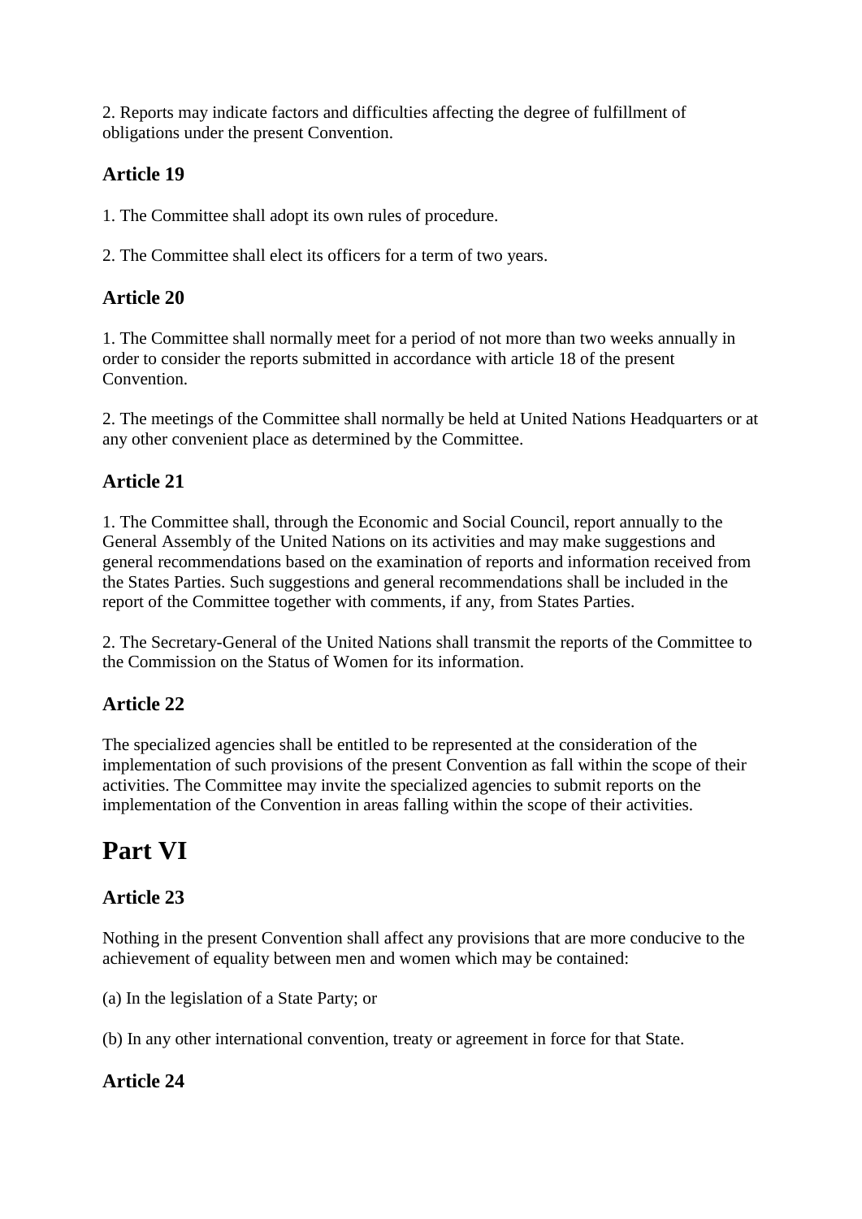2. Reports may indicate factors and difficulties affecting the degree of fulfillment of obligations under the present Convention.

### Article 19

1. The Committee shall adopt its own rules of procedure.

2. The Committee shall elect its officers for a term of two years.

### Article 20

1. The Committee shall normally meet for a period of not more than two weeks annually in order to consider the reports submitted in accordance with article 18 of the present Convention.

2. The meetings of the Committee shall normally be held at United Nations Headquarters or at any other convenient place as determined by the Committee.

### Article 21

1. The Committee shall, through the Economic and Social Council, report annually to the General Assembly of the United Nations on its activities and may make suggestions and general recommendations based on the examination of reports and information received from the States Parties. Such suggestions and general recommendations shall be included in the report of the Committee together with comments, if any, from States Parties.

2. The Secretary-General of the United Nations shall transmit the reports of the Committee to the Commission on the Status of Women for its information.

### Article 22

The specialized agencies shall be entitled to be represented at the consideration of the implementation of such provisions of the present Convention as fall within the scope of their activities. The Committee may invite the specialized agencies to submit reports on the implementation of the Convention in areas falling within the scope of their activities.

## Part VI

### Article 23

Nothing in the present Convention shall affect any provisions that are more conducive to the achievement of equality between men and women which may be contained:

(a) In the legislation of a State Party; or

(b) In any other international convention, treaty or agreement in force for that State.

### Article 24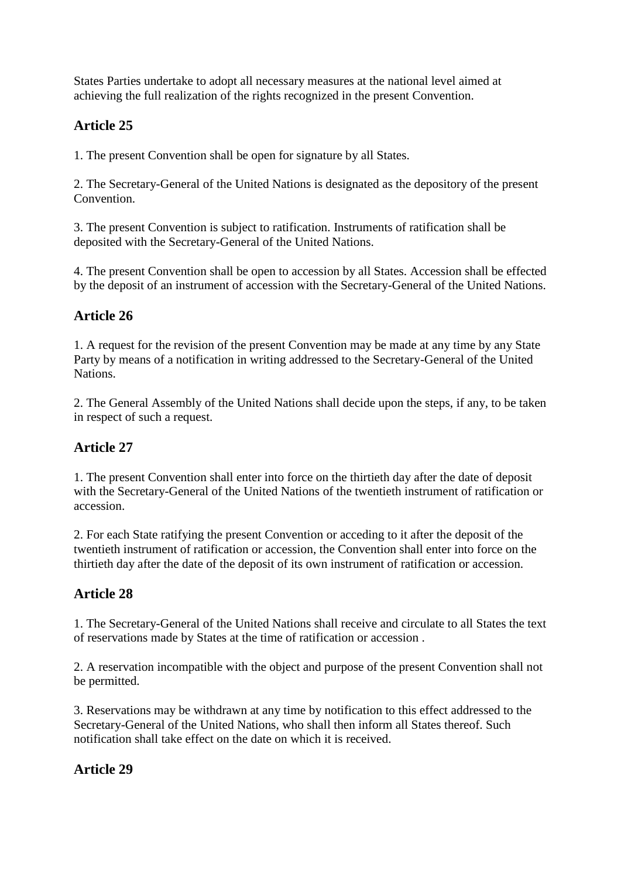States Parties undertake to adopt all necessary measures at the national level aimed at achieving the full realization of the rights recognized in the present Convention.

## Article 25

1. The present Convention shall be open for signature by all States.

2. The Secretary-General of the United Nations is designated as the depository of the present Convention.

3. The present Convention is subject to ratification. Instruments of ratification shall be deposited with the Secretary-General of the United Nations.

4. The present Convention shall be open to accession by all States. Accession shall be effected by the deposit of an instrument of accession with the Secretary-General of the United Nations.

## Article 26

1. A request for the revision of the present Convention may be made at any time by any State Party by means of a notification in writing addressed to the Secretary-General of the United Nations.

2. The General Assembly of the United Nations shall decide upon the steps, if any, to be taken in respect of such a request.

## Article 27

1. The present Convention shall enter into force on the thirtieth day after the date of deposit with the Secretary-General of the United Nations of the twentieth instrument of ratification or accession.

2. For each State ratifying the present Convention or acceding to it after the deposit of the twentieth instrument of ratification or accession, the Convention shall enter into force on the thirtieth day after the date of the deposit of its own instrument of ratification or accession.

## Article 28

1. The Secretary-General of the United Nations shall receive and circulate to all States the text of reservations made by States at the time of ratification or accession .

2. A reservation incompatible with the object and purpose of the present Convention shall not be permitted.

3. Reservations may be withdrawn at any time by notification to this effect addressed to the Secretary-General of the United Nations, who shall then inform all States thereof. Such notification shall take effect on the date on which it is received.

## Article 29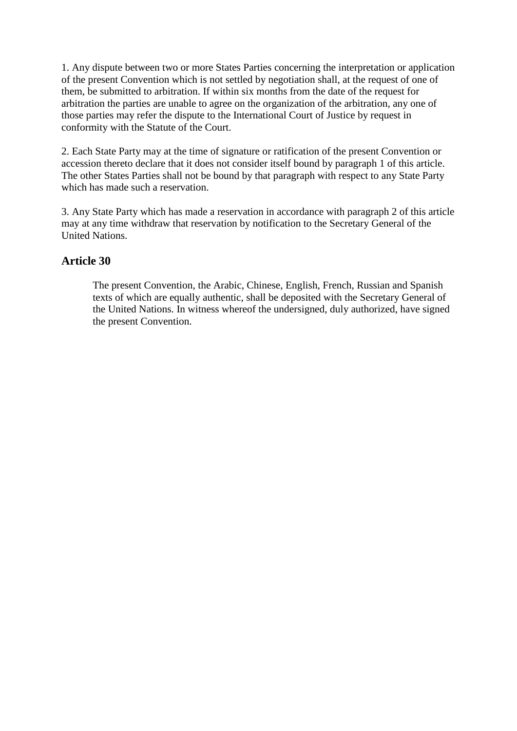1. Any dispute between two or more States Parties concerning the interpretation or application of the present Convention which is not settled by negotiation shall, at the request of one of them, be submitted to arbitration. If within six months from the date of the request for arbitration the parties are unable to agree on the organization of the arbitration, any one of those parties may refer the dispute to the International Court of Justice by request in conformity with the Statute of the Court.

2. Each State Party may at the time of signature or ratification of the present Convention or accession thereto declare that it does not consider itself bound by paragraph 1 of this article. The other States Parties shall not be bound by that paragraph with respect to any State Party which has made such a reservation.

3. Any State Party which has made a reservation in accordance with paragraph 2 of this article may at any time withdraw that reservation by notification to the Secretary General of the United Nations.

### Article 30

The present Convention, the Arabic, Chinese, English, French, Russian and Spanish texts of which are equally authentic, shall be deposited with the Secretary General of the United Nations. In witness whereof the undersigned, duly authorized, have signed the present Convention.